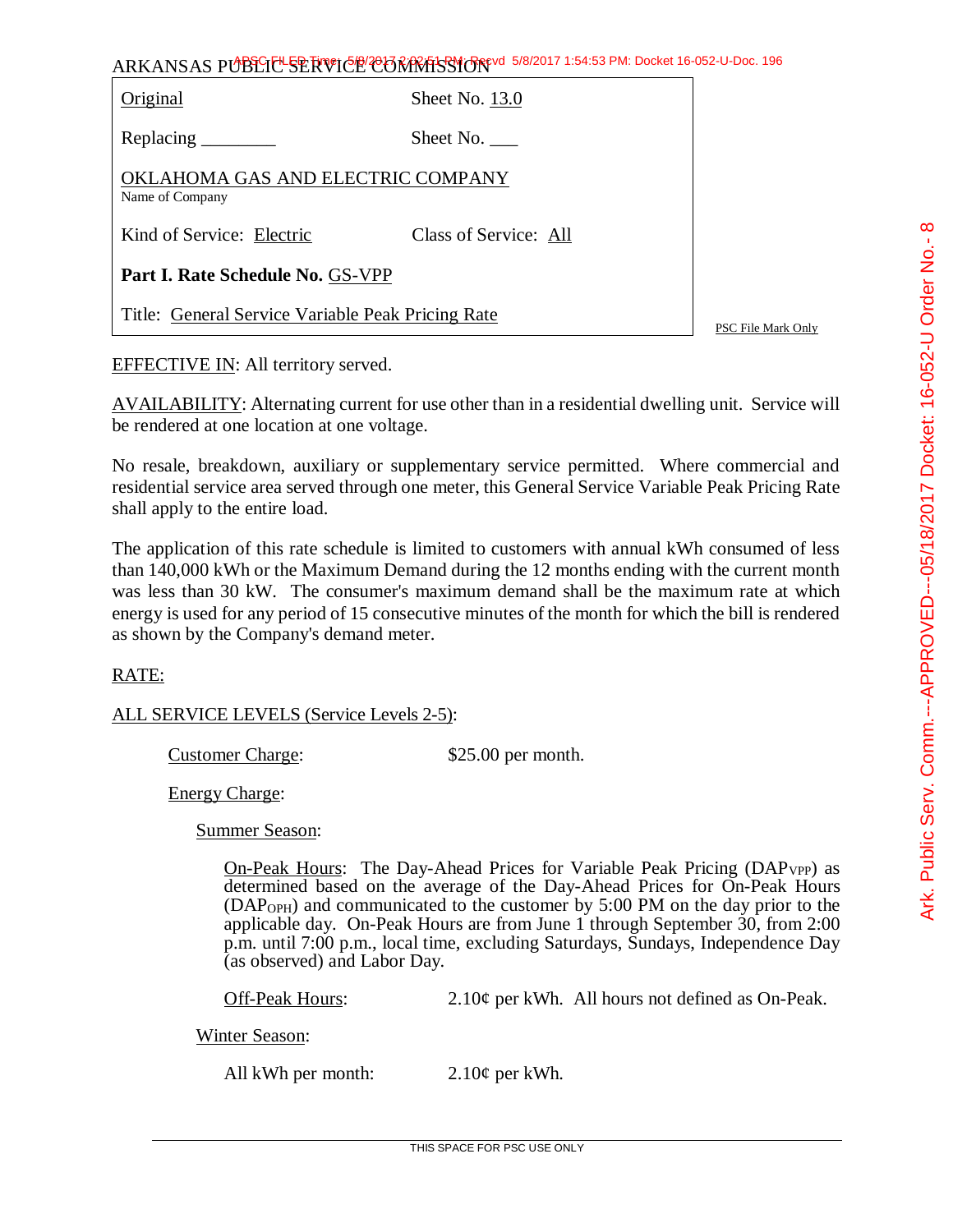ARKANSAS PUBLIC SERVICE COMMISSION

| | |
|---|---|
| Original | Sheet No. 13.0 |
| Replacing ________ | Sheet No. ___ |
| OKLAHOMA GAS AND ELECTRIC COMPANY<br>Name of Company | |
| Kind of Service: Electric | Class of Service: All |
| **Part I. Rate Schedule No.** GS-VPP | |
| Title: General Service Variable Peak Pricing Rate | |

PSC File Mark Only

EFFECTIVE IN: All territory served.

AVAILABILITY: Alternating current for use other than in a residential dwelling unit. Service will be rendered at one location at one voltage.

No resale, breakdown, auxiliary or supplementary service permitted. Where commercial and residential service area served through one meter, this General Service Variable Peak Pricing Rate shall apply to the entire load.

The application of this rate schedule is limited to customers with annual kWh consumed of less than 140,000 kWh or the Maximum Demand during the 12 months ending with the current month was less than 30 kW. The consumer's maximum demand shall be the maximum rate at which energy is used for any period of 15 consecutive minutes of the month for which the bill is rendered as shown by the Company's demand meter.

RATE:

ALL SERVICE LEVELS (Service Levels 2-5):

Customer Charge: $25.00 per month.

Energy Charge:

Summer Season:

On-Peak Hours: The Day-Ahead Prices for Variable Peak Pricing ($DAP_{VPP}$) as determined based on the average of the Day-Ahead Prices for On-Peak Hours ($DAP_{OPH}$) and communicated to the customer by 5:00 PM on the day prior to the applicable day. On-Peak Hours are from June 1 through September 30, from 2:00 p.m. until 7:00 p.m., local time, excluding Saturdays, Sundays, Independence Day (as observed) and Labor Day.

Off-Peak Hours: 2.10¢ per kWh. All hours not defined as On-Peak.

Winter Season:

All kWh per month: 2.10¢ per kWh.

THIS SPACE FOR PSC USE ONLY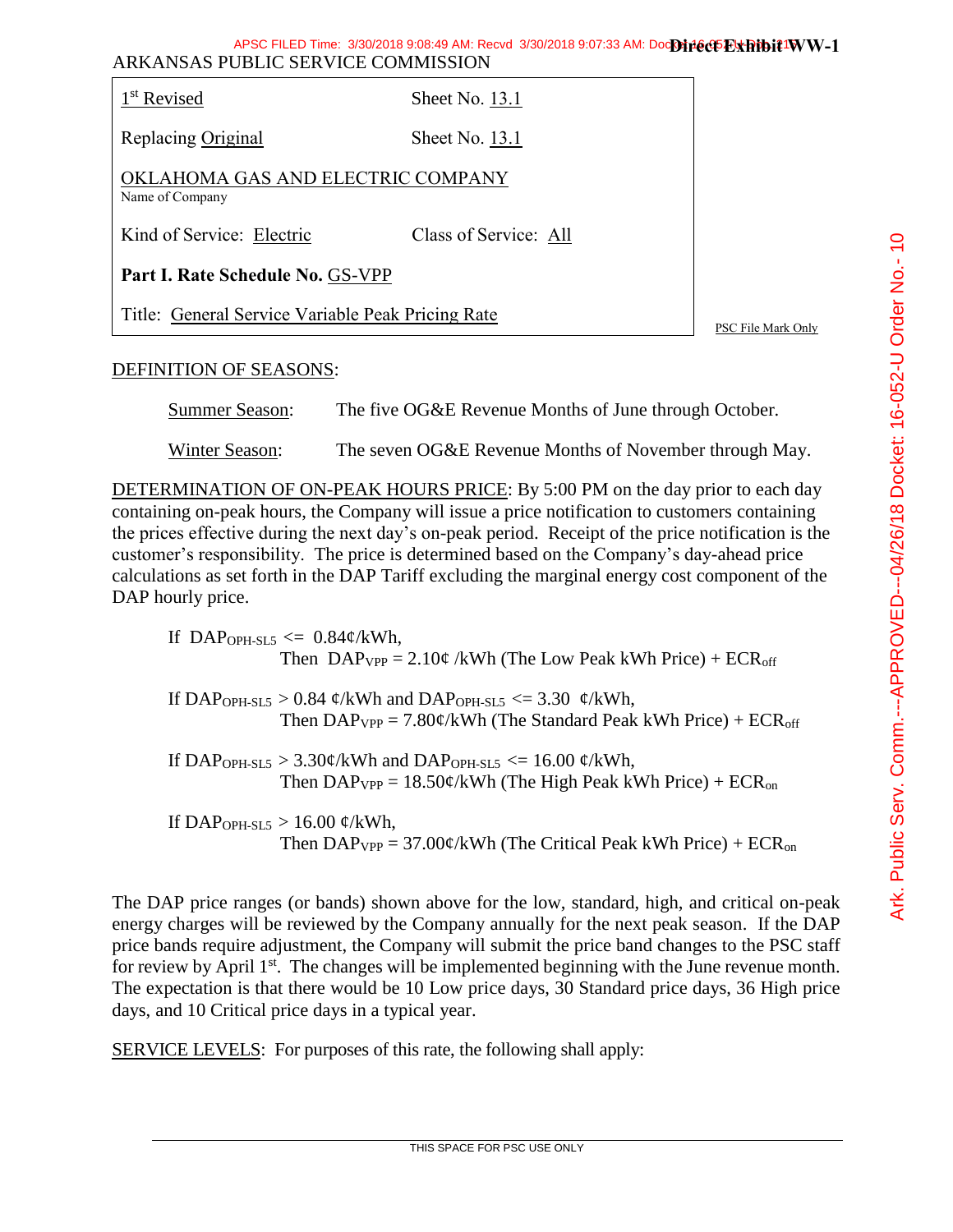ARKANSAS PUBLIC SERVICE COMMISSION

| | |
|---|---|
| 1st Revised | Sheet No. 13.1 |
| Replacing Original | Sheet No. 13.1 |
| OKLAHOMA GAS AND ELECTRIC COMPANY<br>Name of Company | |
| Kind of Service: Electric | Class of Service: All |
| **Part I. Rate Schedule No.** GS-VPP | |
| Title: General Service Variable Peak Pricing Rate | |

PSC File Mark Only

DEFINITION OF SEASONS:

Summer Season: The five OG&E Revenue Months of June through October.

Winter Season: The seven OG&E Revenue Months of November through May.

DETERMINATION OF ON-PEAK HOURS PRICE: By 5:00 PM on the day prior to each day containing on-peak hours, the Company will issue a price notification to customers containing the prices effective during the next day's on-peak period. Receipt of the price notification is the customer's responsibility. The price is determined based on the Company's day-ahead price calculations as set forth in the DAP Tariff excluding the marginal energy cost component of the DAP hourly price.

If $DAP_{OPH-SL5}$ <= 0.84¢/kWh,
Then $DAP_{VPP}$ = 2.10¢ /kWh (The Low Peak kWh Price) + $ECR_{off}$

If $DAP_{OPH-SL5}$ > 0.84 ¢/kWh and $DAP_{OPH-SL5}$ <= 3.30 ¢/kWh,
Then $DAP_{VPP}$ = 7.80¢/kWh (The Standard Peak kWh Price) + $ECR_{off}$

If $DAP_{OPH-SL5}$ > 3.30¢/kWh and $DAP_{OPH-SL5}$ <= 16.00 ¢/kWh,
Then $DAP_{VPP}$ = 18.50¢/kWh (The High Peak kWh Price) + $ECR_{on}$

If $DAP_{OPH-SL5}$ > 16.00 ¢/kWh,
Then $DAP_{VPP}$ = 37.00¢/kWh (The Critical Peak kWh Price) + $ECR_{on}$

The DAP price ranges (or bands) shown above for the low, standard, high, and critical on-peak energy charges will be reviewed by the Company annually for the next peak season. If the DAP price bands require adjustment, the Company will submit the price band changes to the PSC staff for review by April 1st. The changes will be implemented beginning with the June revenue month. The expectation is that there would be 10 Low price days, 30 Standard price days, 36 High price days, and 10 Critical price days in a typical year.

SERVICE LEVELS: For purposes of this rate, the following shall apply: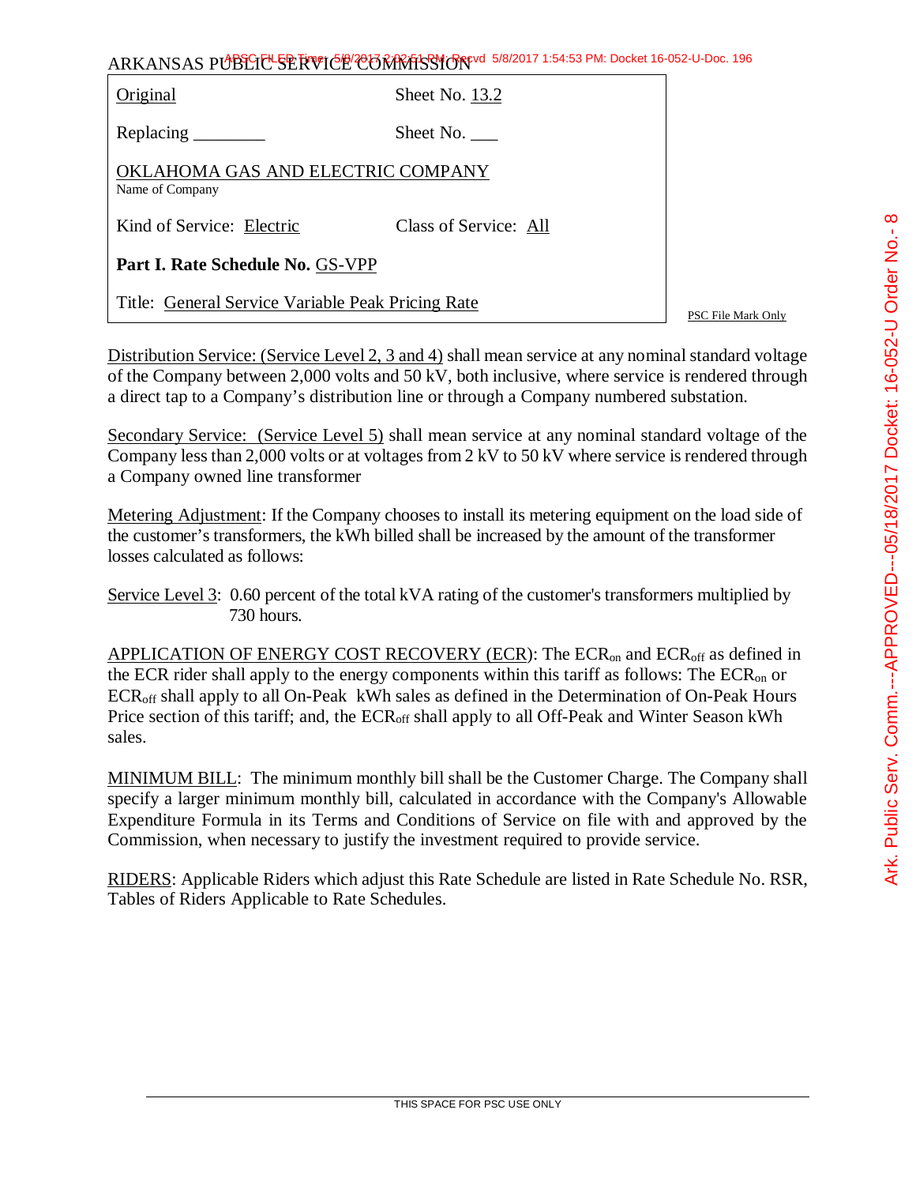ARKANSAS PUBLIC SERVICE COMMISSION

| | |
|---|---|
| Original | Sheet No. 13.2 |
| Replacing ________ | Sheet No. ___ |
| OKLAHOMA GAS AND ELECTRIC COMPANY<br>Name of Company | |
| Kind of Service: Electric | Class of Service: All |
| **Part I. Rate Schedule No.** GS-VPP | |
| Title: General Service Variable Peak Pricing Rate | |

PSC File Mark Only

Distribution Service: (Service Level 2, 3 and 4) shall mean service at any nominal standard voltage of the Company between 2,000 volts and 50 kV, both inclusive, where service is rendered through a direct tap to a Company's distribution line or through a Company numbered substation.

Secondary Service: (Service Level 5) shall mean service at any nominal standard voltage of the Company less than 2,000 volts or at voltages from 2 kV to 50 kV where service is rendered through a Company owned line transformer

Metering Adjustment: If the Company chooses to install its metering equipment on the load side of the customer's transformers, the kWh billed shall be increased by the amount of the transformer losses calculated as follows:

Service Level 3: 0.60 percent of the total kVA rating of the customer's transformers multiplied by 730 hours.

APPLICATION OF ENERGY COST RECOVERY (ECR): The $ECR_{on}$ and $ECR_{off}$ as defined in the ECR rider shall apply to the energy components within this tariff as follows: The $ECR_{on}$ or $ECR_{off}$ shall apply to all On-Peak kWh sales as defined in the Determination of On-Peak Hours Price section of this tariff; and, the $ECR_{off}$ shall apply to all Off-Peak and Winter Season kWh sales.

MINIMUM BILL: The minimum monthly bill shall be the Customer Charge. The Company shall specify a larger minimum monthly bill, calculated in accordance with the Company's Allowable Expenditure Formula in its Terms and Conditions of Service on file with and approved by the Commission, when necessary to justify the investment required to provide service.

RIDERS: Applicable Riders which adjust this Rate Schedule are listed in Rate Schedule No. RSR, Tables of Riders Applicable to Rate Schedules.

THIS SPACE FOR PSC USE ONLY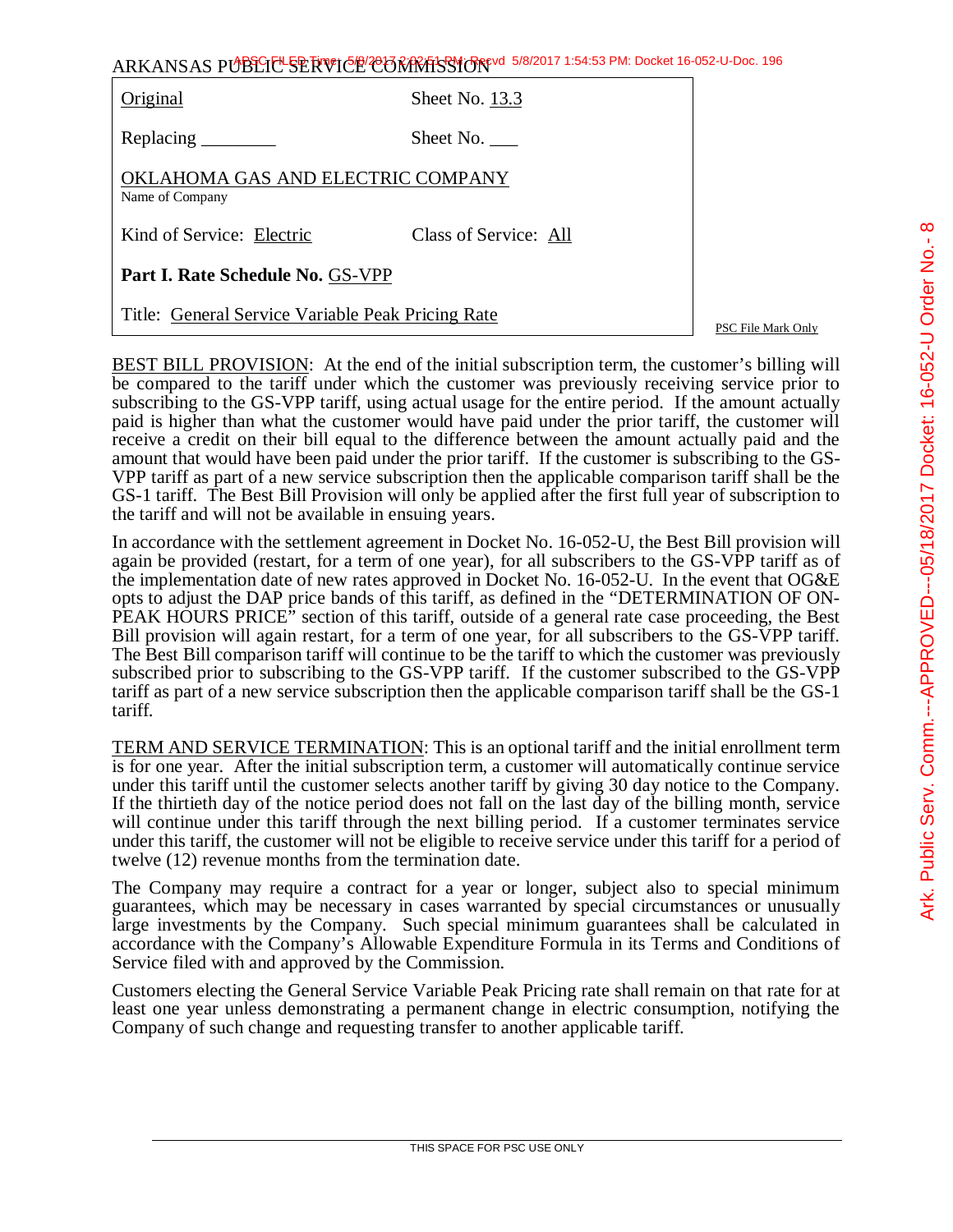ARKANSAS PUBLIC SERVICE COMMISSION

| | |
|---|---|
| Original | Sheet No. 13.3 |
| Replacing ________ | Sheet No. ___ |
| OKLAHOMA GAS AND ELECTRIC COMPANY<br>Name of Company | |
| Kind of Service: Electric | Class of Service: All |
| **Part I. Rate Schedule No.** GS-VPP | |
| Title: General Service Variable Peak Pricing Rate | |

PSC File Mark Only

BEST BILL PROVISION: At the end of the initial subscription term, the customer's billing will be compared to the tariff under which the customer was previously receiving service prior to subscribing to the GS-VPP tariff, using actual usage for the entire period. If the amount actually paid is higher than what the customer would have paid under the prior tariff, the customer will receive a credit on their bill equal to the difference between the amount actually paid and the amount that would have been paid under the prior tariff. If the customer is subscribing to the GS-VPP tariff as part of a new service subscription then the applicable comparison tariff shall be the GS-1 tariff. The Best Bill Provision will only be applied after the first full year of subscription to the tariff and will not be available in ensuing years.

In accordance with the settlement agreement in Docket No. 16-052-U, the Best Bill provision will again be provided (restart, for a term of one year), for all subscribers to the GS-VPP tariff as of the implementation date of new rates approved in Docket No. 16-052-U. In the event that OG&E opts to adjust the DAP price bands of this tariff, as defined in the "DETERMINATION OF ON-PEAK HOURS PRICE" section of this tariff, outside of a general rate case proceeding, the Best Bill provision will again restart, for a term of one year, for all subscribers to the GS-VPP tariff. The Best Bill comparison tariff will continue to be the tariff to which the customer was previously subscribed prior to subscribing to the GS-VPP tariff. If the customer subscribed to the GS-VPP tariff as part of a new service subscription then the applicable comparison tariff shall be the GS-1 tariff.

TERM AND SERVICE TERMINATION: This is an optional tariff and the initial enrollment term is for one year. After the initial subscription term, a customer will automatically continue service under this tariff until the customer selects another tariff by giving 30 day notice to the Company. If the thirtieth day of the notice period does not fall on the last day of the billing month, service will continue under this tariff through the next billing period. If a customer terminates service under this tariff, the customer will not be eligible to receive service under this tariff for a period of twelve (12) revenue months from the termination date.

The Company may require a contract for a year or longer, subject also to special minimum guarantees, which may be necessary in cases warranted by special circumstances or unusually large investments by the Company. Such special minimum guarantees shall be calculated in accordance with the Company's Allowable Expenditure Formula in its Terms and Conditions of Service filed with and approved by the Commission.

Customers electing the General Service Variable Peak Pricing rate shall remain on that rate for at least one year unless demonstrating a permanent change in electric consumption, notifying the Company of such change and requesting transfer to another applicable tariff.

THIS SPACE FOR PSC USE ONLY